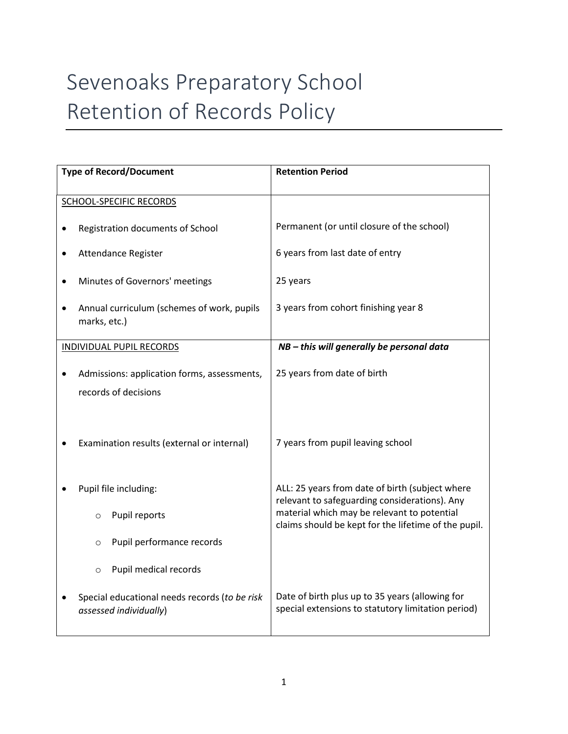# Sevenoaks Preparatory School
# Retention of Records Policy

| Type of Record/Document | Retention Period |
|---|---|
| SCHOOL-SPECIFIC RECORDS | |
| • Registration documents of School | Permanent (or until closure of the school) |
| • Attendance Register | 6 years from last date of entry |
| • Minutes of Governors' meetings | 25 years |
| • Annual curriculum (schemes of work, pupils marks, etc.) | 3 years from cohort finishing year 8 |
| INDIVIDUAL PUPIL RECORDS | ***NB – this will generally be personal data*** |
| • Admissions: application forms, assessments, records of decisions | 25 years from date of birth |
| • Examination results (external or internal) | 7 years from pupil leaving school |
| • Pupil file including:<br>o Pupil reports<br>o Pupil performance records<br>o Pupil medical records | ALL: 25 years from date of birth (subject where relevant to safeguarding considerations). Any material which may be relevant to potential claims should be kept for the lifetime of the pupil. |
| • Special educational needs records (*to be risk assessed individually*) | Date of birth plus up to 35 years (allowing for special extensions to statutory limitation period) |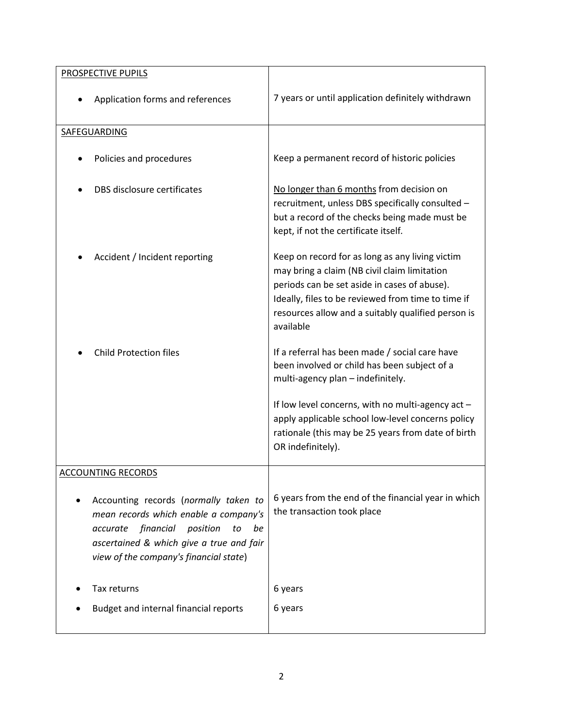| | |
|---|---|
| PROSPECTIVE PUPILS | |
| • Application forms and references | 7 years or until application definitely withdrawn |
| SAFEGUARDING | |
| • Policies and procedures | Keep a permanent record of historic policies |
| • DBS disclosure certificates | No longer than 6 months from decision on recruitment, unless DBS specifically consulted – but a record of the checks being made must be kept, if not the certificate itself. |
| • Accident / Incident reporting | Keep on record for as long as any living victim may bring a claim (NB civil claim limitation periods can be set aside in cases of abuse). Ideally, files to be reviewed from time to time if resources allow and a suitably qualified person is available |
| • Child Protection files | If a referral has been made / social care have been involved or child has been subject of a multi-agency plan – indefinitely.<br><br>If low level concerns, with no multi-agency act – apply applicable school low-level concerns policy rationale (this may be 25 years from date of birth OR indefinitely). |
| ACCOUNTING RECORDS | |
| • Accounting records (*normally taken to mean records which enable a company's accurate financial position to be ascertained & which give a true and fair view of the company's financial state*) | 6 years from the end of the financial year in which the transaction took place |
| • Tax returns | 6 years |
| • Budget and internal financial reports | 6 years |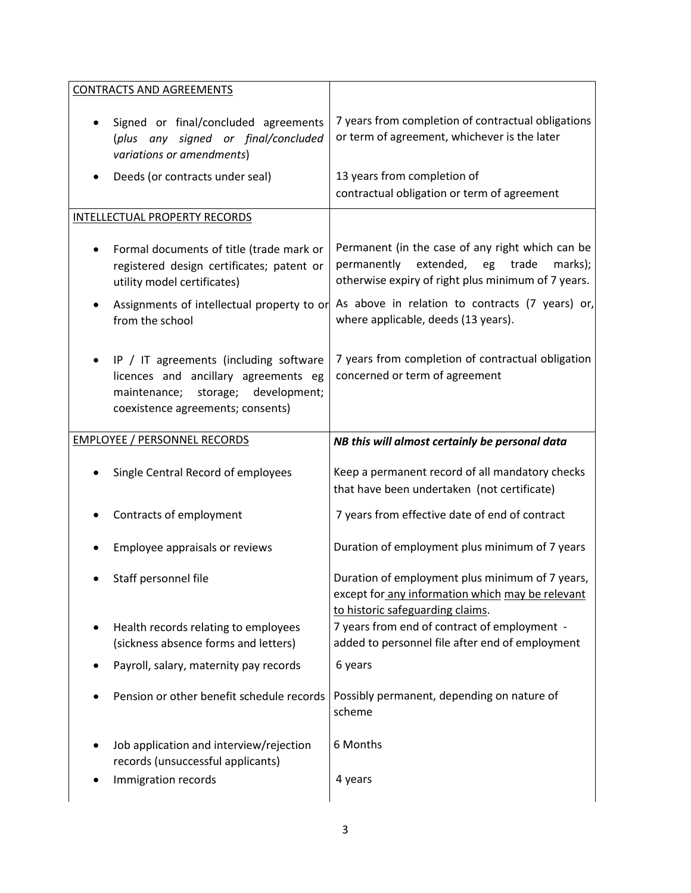| CONTRACTS AND AGREEMENTS | |
|---|---|
| • Signed or final/concluded agreements (*plus any signed or final/concluded variations or amendments*) | 7 years from completion of contractual obligations or term of agreement, whichever is the later |
| • Deeds (or contracts under seal) | 13 years from completion of contractual obligation or term of agreement |
| INTELLECTUAL PROPERTY RECORDS | |
| • Formal documents of title (trade mark or registered design certificates; patent or utility model certificates) | Permanent (in the case of any right which can be permanently extended, eg trade marks); otherwise expiry of right plus minimum of 7 years. |
| • Assignments of intellectual property to or from the school | As above in relation to contracts (7 years) or, where applicable, deeds (13 years). |
| • IP / IT agreements (including software licences and ancillary agreements eg maintenance; storage; development; coexistence agreements; consents) | 7 years from completion of contractual obligation concerned or term of agreement |
| EMPLOYEE / PERSONNEL RECORDS | ***NB this will almost certainly be personal data*** |
| • Single Central Record of employees | Keep a permanent record of all mandatory checks that have been undertaken (not certificate) |
| • Contracts of employment | 7 years from effective date of end of contract |
| • Employee appraisals or reviews | Duration of employment plus minimum of 7 years |
| • Staff personnel file | Duration of employment plus minimum of 7 years, except for any information which may be relevant to historic safeguarding claims. |
| • Health records relating to employees (sickness absence forms and letters) | 7 years from end of contract of employment - added to personnel file after end of employment |
| • Payroll, salary, maternity pay records | 6 years |
| • Pension or other benefit schedule records | Possibly permanent, depending on nature of scheme |
| • Job application and interview/rejection records (unsuccessful applicants) | 6 Months |
| • Immigration records | 4 years |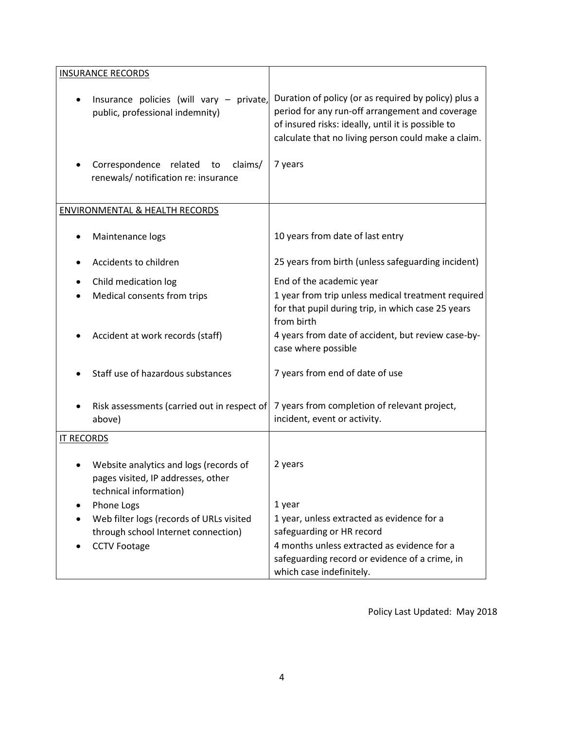| | |
|---|---|
| <u>INSURANCE RECORDS</u> | |
| • Insurance policies (will vary – private, public, professional indemnity) | Duration of policy (or as required by policy) plus a period for any run-off arrangement and coverage of insured risks: ideally, until it is possible to calculate that no living person could make a claim. |
| • Correspondence related to claims/ renewals/ notification re: insurance | 7 years |
| <u>ENVIRONMENTAL & HEALTH RECORDS</u> | |
| • Maintenance logs | 10 years from date of last entry |
| • Accidents to children | 25 years from birth (unless safeguarding incident) |
| • Child medication log | End of the academic year |
| • Medical consents from trips | 1 year from trip unless medical treatment required for that pupil during trip, in which case 25 years from birth |
| • Accident at work records (staff) | 4 years from date of accident, but review case-by-case where possible |
| • Staff use of hazardous substances | 7 years from end of date of use |
| • Risk assessments (carried out in respect of above) | 7 years from completion of relevant project, incident, event or activity. |
| <u>IT RECORDS</u> | |
| • Website analytics and logs (records of pages visited, IP addresses, other technical information) | 2 years |
| • Phone Logs | 1 year |
| • Web filter logs (records of URLs visited through school Internet connection) | 1 year, unless extracted as evidence for a safeguarding or HR record |
| • CCTV Footage | 4 months unless extracted as evidence for a safeguarding record or evidence of a crime, in which case indefinitely. |

Policy Last Updated: May 2018